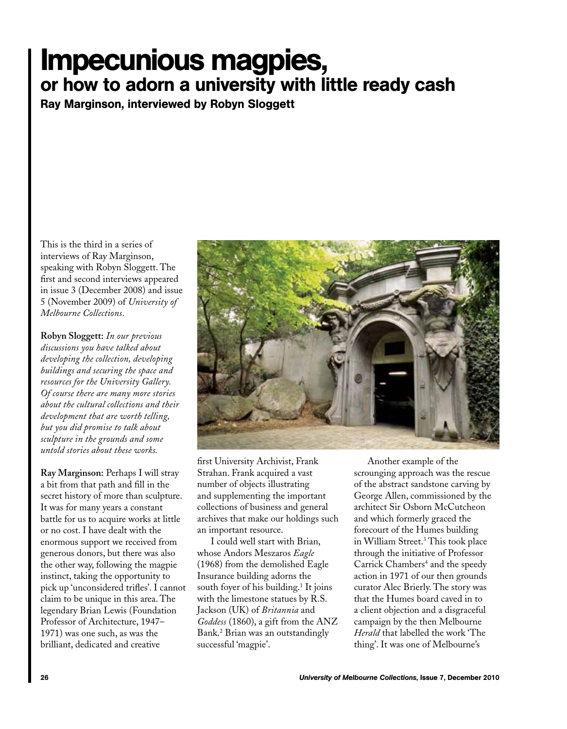# Impecunious magpies,

## or how to adorn a university with little ready cash

**Ray Marginson, interviewed by Robyn Sloggett**

This is the third in a series of interviews of Ray Marginson, speaking with Robyn Sloggett. The first and second interviews appeared in issue 3 (December 2008) and issue 5 (November 2009) of *University of Melbourne Collections*.

**Robyn Sloggett:** *In our previous discussions you have talked about developing the collection, developing buildings and securing the space and resources for the University Gallery. Of course there are many more stories about the cultural collections and their development that are worth telling, but you did promise to talk about sculpture in the grounds and some untold stories about these works.*

**Ray Marginson:** Perhaps I will stray a bit from that path and fill in the secret history of more than sculpture. It was for many years a constant battle for us to acquire works at little or no cost. I have dealt with the enormous support we received from generous donors, but there was also the other way, following the magpie instinct, taking the opportunity to pick up 'unconsidered trifles'. I cannot claim to be unique in this area. The legendary Brian Lewis (Foundation Professor of Architecture, 1947–1971) was one such, as was the brilliant, dedicated and creative first University Archivist, Frank Strahan. Frank acquired a vast number of objects illustrating and supplementing the important collections of business and general archives that make our holdings such an important resource.

I could well start with Brian, whose Andors Meszaros *Eagle* (1968) from the demolished Eagle Insurance building adorns the south foyer of his building.[1] It joins with the limestone statues by R.S. Jackson (UK) of *Britannia* and *Goddess* (1860), a gift from the ANZ Bank.[2] Brian was an outstandingly successful 'magpie'.

Another example of the scrounging approach was the rescue of the abstract sandstone carving by George Allen, commissioned by the architect Sir Osborn McCutcheon and which formerly graced the forecourt of the Humes building in William Street.[3] This took place through the initiative of Professor Carrick Chambers[4] and the speedy action in 1971 of our then grounds curator Alec Brierly. The story was that the Humes board caved in to a client objection and a disgraceful campaign by the then Melbourne *Herald* that labelled the work 'The thing'. It was one of Melbourne's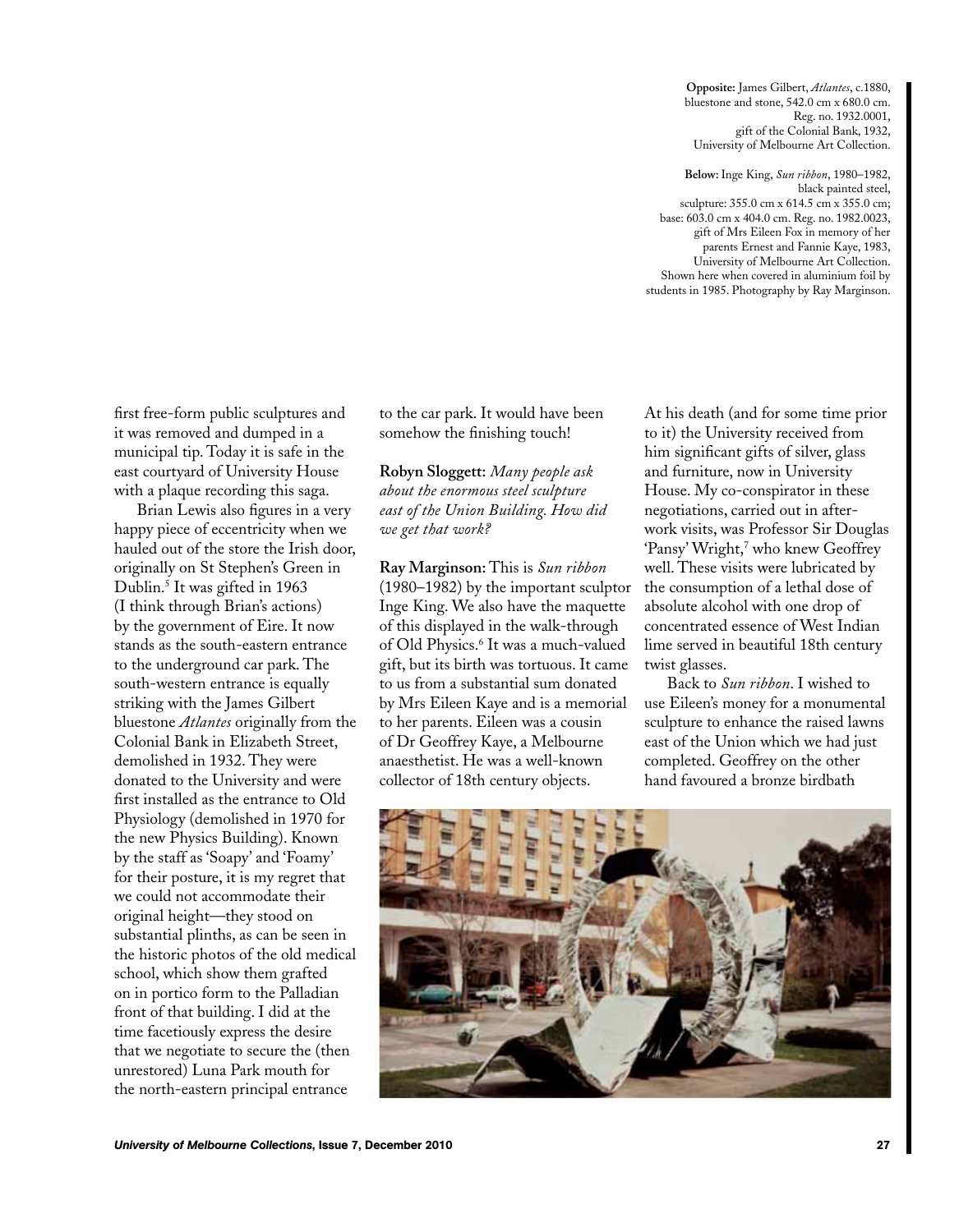**Opposite:** James Gilbert, *Atlantes*, c.1880, bluestone and stone, 542.0 cm x 680.0 cm. Reg. no. 1932.0001, gift of the Colonial Bank, 1932, University of Melbourne Art Collection.

**Below:** Inge King, *Sun ribbon*, 1980–1982, black painted steel, sculpture: 355.0 cm x 614.5 cm x 355.0 cm; base: 603.0 cm x 404.0 cm. Reg. no. 1982.0023, gift of Mrs Eileen Fox in memory of her parents Ernest and Fannie Kaye, 1983, University of Melbourne Art Collection. Shown here when covered in aluminium foil by students in 1985. Photography by Ray Marginson.

first free-form public sculptures and it was removed and dumped in a municipal tip. Today it is safe in the east courtyard of University House with a plaque recording this saga.

Brian Lewis also figures in a very happy piece of eccentricity when we hauled out of the store the Irish door, originally on St Stephen's Green in Dublin.[5] It was gifted in 1963 (I think through Brian's actions) by the government of Eire. It now stands as the south-eastern entrance to the underground car park. The south-western entrance is equally striking with the James Gilbert bluestone *Atlantes* originally from the Colonial Bank in Elizabeth Street, demolished in 1932. They were donated to the University and were first installed as the entrance to Old Physiology (demolished in 1970 for the new Physics Building). Known by the staff as 'Soapy' and 'Foamy' for their posture, it is my regret that we could not accommodate their original height—they stood on substantial plinths, as can be seen in the historic photos of the old medical school, which show them grafted on in portico form to the Palladian front of that building. I did at the time facetiously express the desire that we negotiate to secure the (then unrestored) Luna Park mouth for the north-eastern principal entrance to the car park. It would have been somehow the finishing touch!

**Robyn Sloggett:** *Many people ask about the enormous steel sculpture east of the Union Building. How did we get that work?*

**Ray Marginson:** This is *Sun ribbon* (1980–1982) by the important sculptor Inge King. We also have the maquette of this displayed in the walk-through of Old Physics.[6] It was a much-valued gift, but its birth was tortuous. It came to us from a substantial sum donated by Mrs Eileen Kaye and is a memorial to her parents. Eileen was a cousin of Dr Geoffrey Kaye, a Melbourne anaesthetist. He was a well-known collector of 18th century objects. At his death (and for some time prior to it) the University received from him significant gifts of silver, glass and furniture, now in University House. My co-conspirator in these negotiations, carried out in after-work visits, was Professor Sir Douglas 'Pansy' Wright,[7] who knew Geoffrey well. These visits were lubricated by the consumption of a lethal dose of absolute alcohol with one drop of concentrated essence of West Indian lime served in beautiful 18th century twist glasses.

Back to *Sun ribbon*. I wished to use Eileen's money for a monumental sculpture to enhance the raised lawns east of the Union which we had just completed. Geoffrey on the other hand favoured a bronze birdbath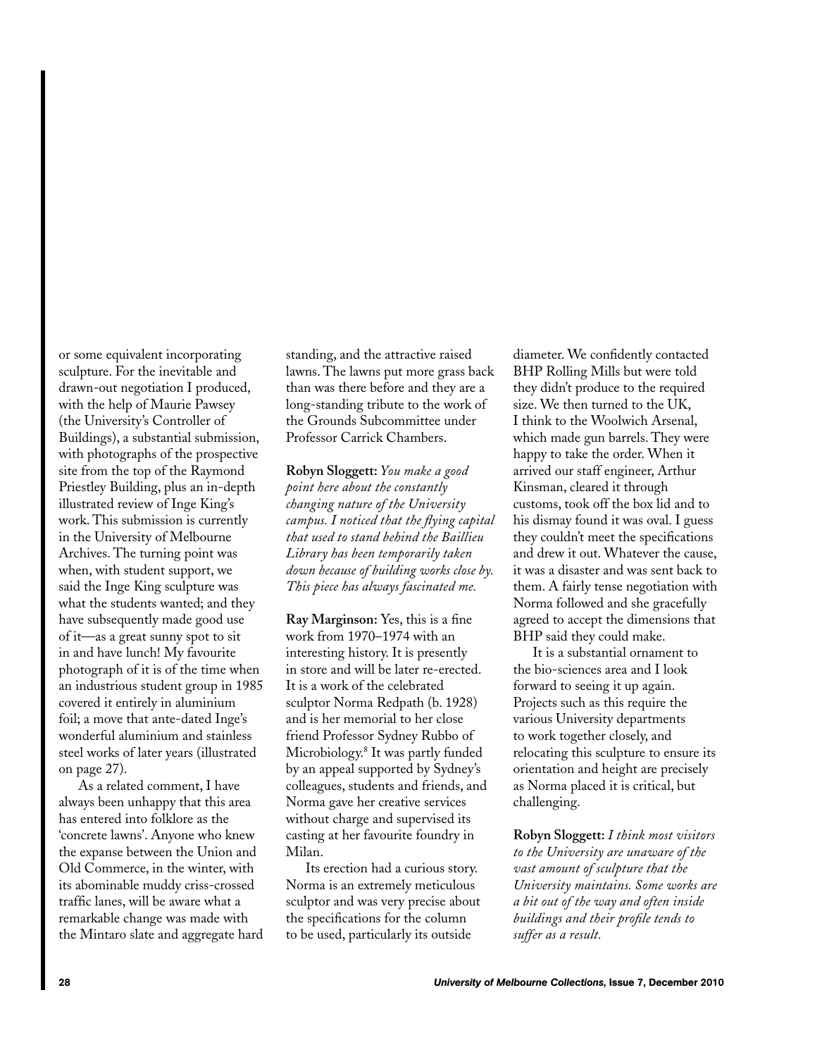or some equivalent incorporating sculpture. For the inevitable and drawn-out negotiation I produced, with the help of Maurie Pawsey (the University's Controller of Buildings), a substantial submission, with photographs of the prospective site from the top of the Raymond Priestley Building, plus an in-depth illustrated review of Inge King's work. This submission is currently in the University of Melbourne Archives. The turning point was when, with student support, we said the Inge King sculpture was what the students wanted; and they have subsequently made good use of it—as a great sunny spot to sit in and have lunch! My favourite photograph of it is of the time when an industrious student group in 1985 covered it entirely in aluminium foil; a move that ante-dated Inge's wonderful aluminium and stainless steel works of later years (illustrated on page 27).

As a related comment, I have always been unhappy that this area has entered into folklore as the 'concrete lawns'. Anyone who knew the expanse between the Union and Old Commerce, in the winter, with its abominable muddy criss-crossed traffic lanes, will be aware what a remarkable change was made with the Mintaro slate and aggregate hard standing, and the attractive raised lawns. The lawns put more grass back than was there before and they are a long-standing tribute to the work of the Grounds Subcommittee under Professor Carrick Chambers.

**Robyn Sloggett:** *You make a good point here about the constantly changing nature of the University campus. I noticed that the flying capital that used to stand behind the Baillieu Library has been temporarily taken down because of building works close by. This piece has always fascinated me.*

**Ray Marginson:** Yes, this is a fine work from 1970–1974 with an interesting history. It is presently in store and will be later re-erected. It is a work of the celebrated sculptor Norma Redpath (b. 1928) and is her memorial to her close friend Professor Sydney Rubbo of Microbiology.[8] It was partly funded by an appeal supported by Sydney's colleagues, students and friends, and Norma gave her creative services without charge and supervised its casting at her favourite foundry in Milan.

Its erection had a curious story. Norma is an extremely meticulous sculptor and was very precise about the specifications for the column to be used, particularly its outside diameter. We confidently contacted BHP Rolling Mills but were told they didn't produce to the required size. We then turned to the UK, I think to the Woolwich Arsenal, which made gun barrels. They were happy to take the order. When it arrived our staff engineer, Arthur Kinsman, cleared it through customs, took off the box lid and to his dismay found it was oval. I guess they couldn't meet the specifications and drew it out. Whatever the cause, it was a disaster and was sent back to them. A fairly tense negotiation with Norma followed and she gracefully agreed to accept the dimensions that BHP said they could make.

It is a substantial ornament to the bio-sciences area and I look forward to seeing it up again. Projects such as this require the various University departments to work together closely, and relocating this sculpture to ensure its orientation and height are precisely as Norma placed it is critical, but challenging.

**Robyn Sloggett:** *I think most visitors to the University are unaware of the vast amount of sculpture that the University maintains. Some works are a bit out of the way and often inside buildings and their profile tends to suffer as a result.*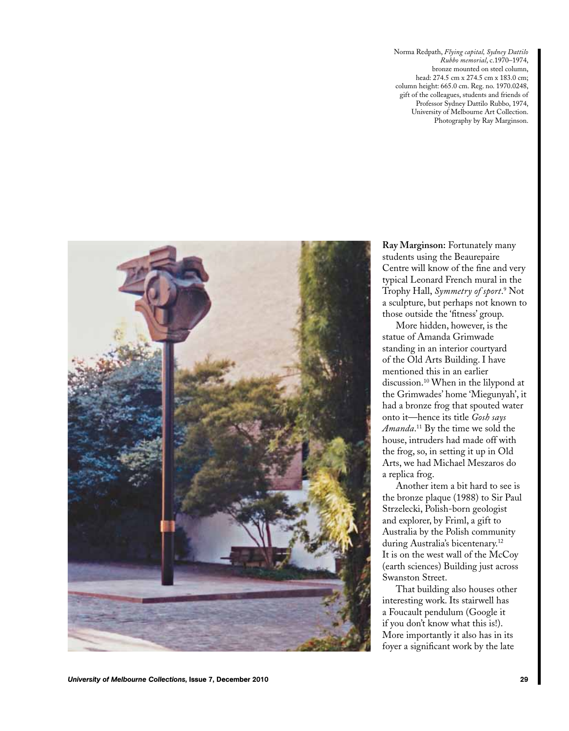Norma Redpath, *Flying capital, Sydney Dattilo Rubbo memorial*, c.1970–1974, bronze mounted on steel column, head: 274.5 cm x 274.5 cm x 183.0 cm; column height: 665.0 cm. Reg. no. 1970.0248, gift of the colleagues, students and friends of Professor Sydney Dattilo Rubbo, 1974, University of Melbourne Art Collection. Photography by Ray Marginson.

**Ray Marginson:** Fortunately many students using the Beaurepaire Centre will know of the fine and very typical Leonard French mural in the Trophy Hall, *Symmetry of sport*.[9] Not a sculpture, but perhaps not known to those outside the 'fitness' group.

More hidden, however, is the statue of Amanda Grimwade standing in an interior courtyard of the Old Arts Building. I have mentioned this in an earlier discussion.[10] When in the lilypond at the Grimwades' home 'Miegunyah', it had a bronze frog that spouted water onto it—hence its title *Gosh says Amanda*.[11] By the time we sold the house, intruders had made off with the frog, so, in setting it up in Old Arts, we had Michael Meszaros do a replica frog.

Another item a bit hard to see is the bronze plaque (1988) to Sir Paul Strzelecki, Polish-born geologist and explorer, by Friml, a gift to Australia by the Polish community during Australia's bicentenary.[12] It is on the west wall of the McCoy (earth sciences) Building just across Swanston Street.

That building also houses other interesting work. Its stairwell has a Foucault pendulum (Google it if you don't know what this is!). More importantly it also has in its foyer a significant work by the late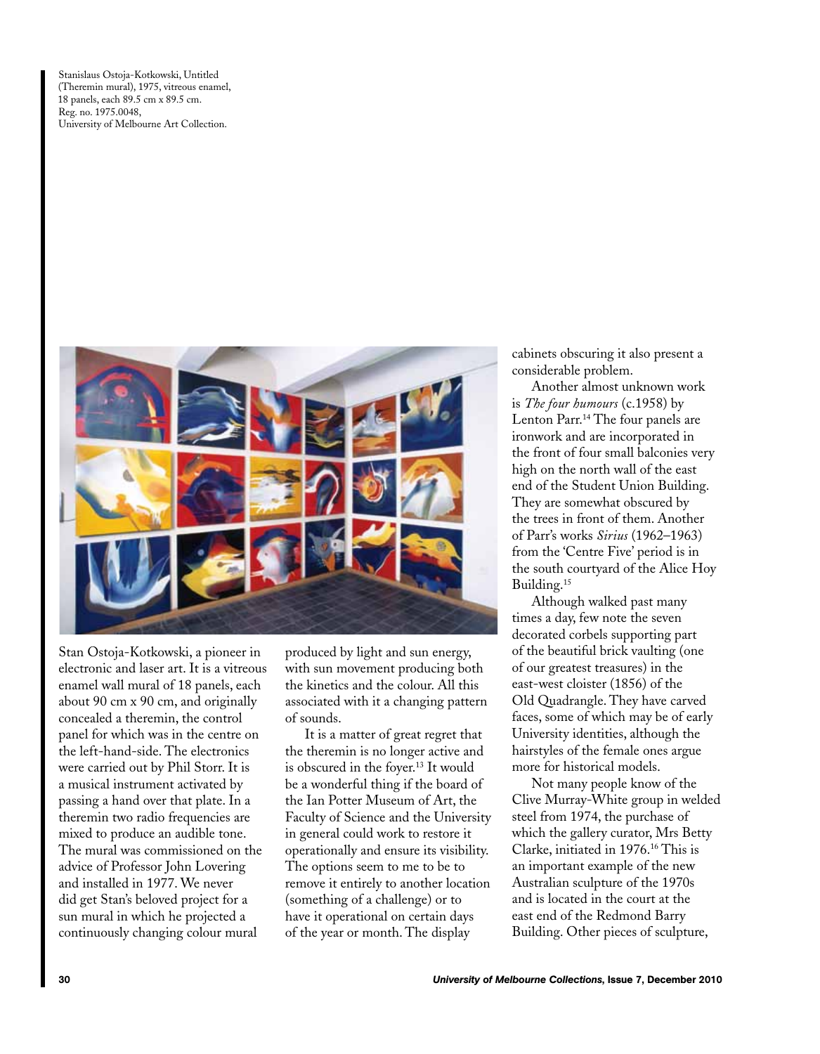Stanislaus Ostoja-Kotkowski, Untitled (Theremin mural), 1975, vitreous enamel, 18 panels, each 89.5 cm x 89.5 cm. Reg. no. 1975.0048, University of Melbourne Art Collection.

Stan Ostoja-Kotkowski, a pioneer in electronic and laser art. It is a vitreous enamel wall mural of 18 panels, each about 90 cm x 90 cm, and originally concealed a theremin, the control panel for which was in the centre on the left-hand-side. The electronics were carried out by Phil Storr. It is a musical instrument activated by passing a hand over that plate. In a theremin two radio frequencies are mixed to produce an audible tone. The mural was commissioned on the advice of Professor John Lovering and installed in 1977. We never did get Stan's beloved project for a sun mural in which he projected a continuously changing colour mural produced by light and sun energy, with sun movement producing both the kinetics and the colour. All this associated with it a changing pattern of sounds.

It is a matter of great regret that the theremin is no longer active and is obscured in the foyer.[13] It would be a wonderful thing if the board of the Ian Potter Museum of Art, the Faculty of Science and the University in general could work to restore it operationally and ensure its visibility. The options seem to me to be to remove it entirely to another location (something of a challenge) or to have it operational on certain days of the year or month. The display cabinets obscuring it also present a considerable problem.

Another almost unknown work is *The four humours* (c.1958) by Lenton Parr.[14] The four panels are ironwork and are incorporated in the front of four small balconies very high on the north wall of the east end of the Student Union Building. They are somewhat obscured by the trees in front of them. Another of Parr's works *Sirius* (1962–1963) from the 'Centre Five' period is in the south courtyard of the Alice Hoy Building.[15]

Although walked past many times a day, few note the seven decorated corbels supporting part of the beautiful brick vaulting (one of our greatest treasures) in the east-west cloister (1856) of the Old Quadrangle. They have carved faces, some of which may be of early University identities, although the hairstyles of the female ones argue more for historical models.

Not many people know of the Clive Murray-White group in welded steel from 1974, the purchase of which the gallery curator, Mrs Betty Clarke, initiated in 1976.[16] This is an important example of the new Australian sculpture of the 1970s and is located in the court at the east end of the Redmond Barry Building. Other pieces of sculpture,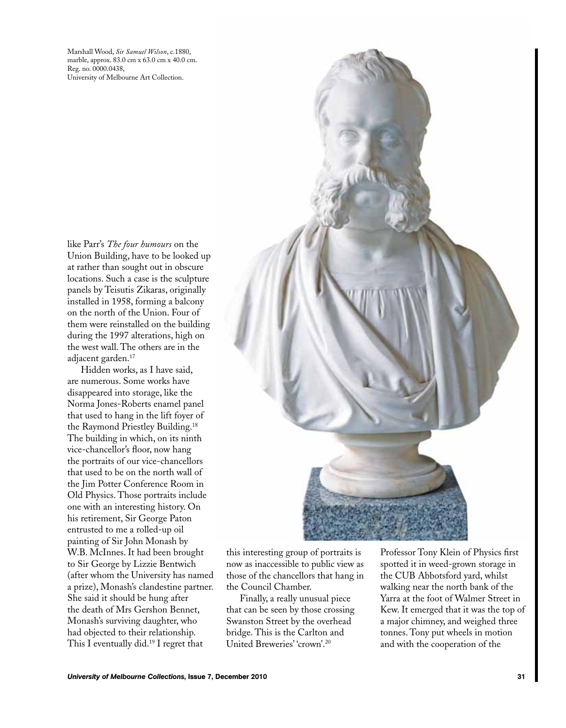Marshall Wood, *Sir Samuel Wilson*, c.1880, marble, approx. 83.0 cm x 63.0 cm x 40.0 cm. Reg. no. 0000.0438, University of Melbourne Art Collection.

like Parr's *The four humours* on the Union Building, have to be looked up at rather than sought out in obscure locations. Such a case is the sculpture panels by Teisutis Zikaras, originally installed in 1958, forming a balcony on the north of the Union. Four of them were reinstalled on the building during the 1997 alterations, high on the west wall. The others are in the adjacent garden.[17]

Hidden works, as I have said, are numerous. Some works have disappeared into storage, like the Norma Jones-Roberts enamel panel that used to hang in the lift foyer of the Raymond Priestley Building.[18] The building in which, on its ninth vice-chancellor's floor, now hang the portraits of our vice-chancellors that used to be on the north wall of the Jim Potter Conference Room in Old Physics. Those portraits include one with an interesting history. On his retirement, Sir George Paton entrusted to me a rolled-up oil painting of Sir John Monash by W.B. McInnes. It had been brought to Sir George by Lizzie Bentwich (after whom the University has named a prize), Monash's clandestine partner. She said it should be hung after the death of Mrs Gershon Bennet, Monash's surviving daughter, who had objected to their relationship. This I eventually did.[19] I regret that this interesting group of portraits is now as inaccessible to public view as those of the chancellors that hang in the Council Chamber.

Finally, a really unusual piece that can be seen by those crossing Swanston Street by the overhead bridge. This is the Carlton and United Breweries' 'crown'.[20] Professor Tony Klein of Physics first spotted it in weed-grown storage in the CUB Abbotsford yard, whilst walking near the north bank of the Yarra at the foot of Walmer Street in Kew. It emerged that it was the top of a major chimney, and weighed three tonnes. Tony put wheels in motion and with the cooperation of the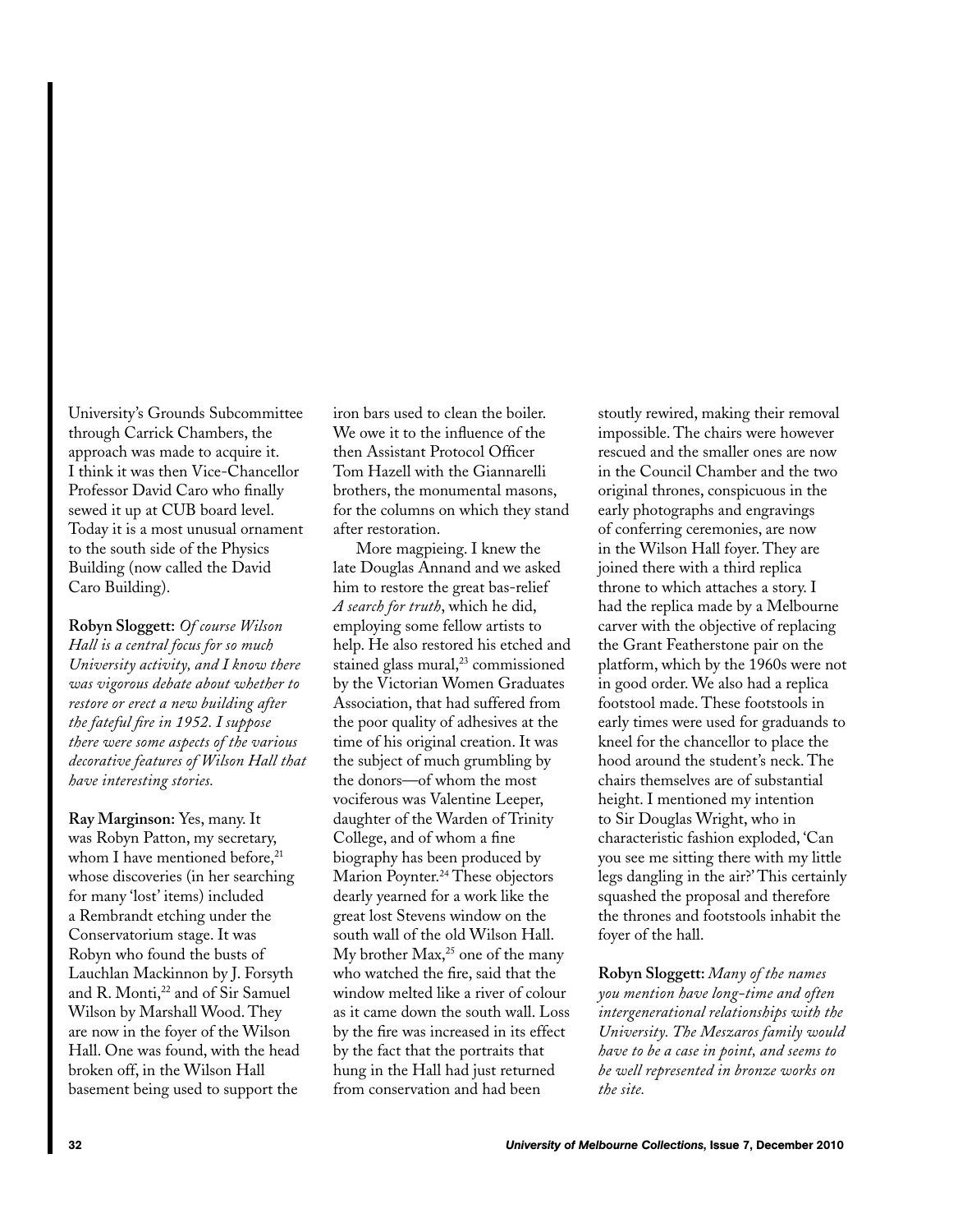University's Grounds Subcommittee through Carrick Chambers, the approach was made to acquire it. I think it was then Vice-Chancellor Professor David Caro who finally sewed it up at CUB board level. Today it is a most unusual ornament to the south side of the Physics Building (now called the David Caro Building).

**Robyn Sloggett:** *Of course Wilson Hall is a central focus for so much University activity, and I know there was vigorous debate about whether to restore or erect a new building after the fateful fire in 1952. I suppose there were some aspects of the various decorative features of Wilson Hall that have interesting stories.*

**Ray Marginson:** Yes, many. It was Robyn Patton, my secretary, whom I have mentioned before,[21] whose discoveries (in her searching for many 'lost' items) included a Rembrandt etching under the Conservatorium stage. It was Robyn who found the busts of Lauchlan Mackinnon by J. Forsyth and R. Monti,[22] and of Sir Samuel Wilson by Marshall Wood. They are now in the foyer of the Wilson Hall. One was found, with the head broken off, in the Wilson Hall basement being used to support the iron bars used to clean the boiler. We owe it to the influence of the then Assistant Protocol Officer Tom Hazell with the Giannarelli brothers, the monumental masons, for the columns on which they stand after restoration.

More magpieing. I knew the late Douglas Annand and we asked him to restore the great bas-relief *A search for truth*, which he did, employing some fellow artists to help. He also restored his etched and stained glass mural,[23] commissioned by the Victorian Women Graduates Association, that had suffered from the poor quality of adhesives at the time of his original creation. It was the subject of much grumbling by the donors—of whom the most vociferous was Valentine Leeper, daughter of the Warden of Trinity College, and of whom a fine biography has been produced by Marion Poynter.[24] These objectors dearly yearned for a work like the great lost Stevens window on the south wall of the old Wilson Hall. My brother Max,[25] one of the many who watched the fire, said that the window melted like a river of colour as it came down the south wall. Loss by the fire was increased in its effect by the fact that the portraits that hung in the Hall had just returned from conservation and had been stoutly rewired, making their removal impossible. The chairs were however rescued and the smaller ones are now in the Council Chamber and the two original thrones, conspicuous in the early photographs and engravings of conferring ceremonies, are now in the Wilson Hall foyer. They are joined there with a third replica throne to which attaches a story. I had the replica made by a Melbourne carver with the objective of replacing the Grant Featherstone pair on the platform, which by the 1960s were not in good order. We also had a replica footstool made. These footstools in early times were used for graduands to kneel for the chancellor to place the hood around the student's neck. The chairs themselves are of substantial height. I mentioned my intention to Sir Douglas Wright, who in characteristic fashion exploded, 'Can you see me sitting there with my little legs dangling in the air?' This certainly squashed the proposal and therefore the thrones and footstools inhabit the foyer of the hall.

**Robyn Sloggett:** *Many of the names you mention have long-time and often intergenerational relationships with the University. The Meszaros family would have to be a case in point, and seems to be well represented in bronze works on the site.*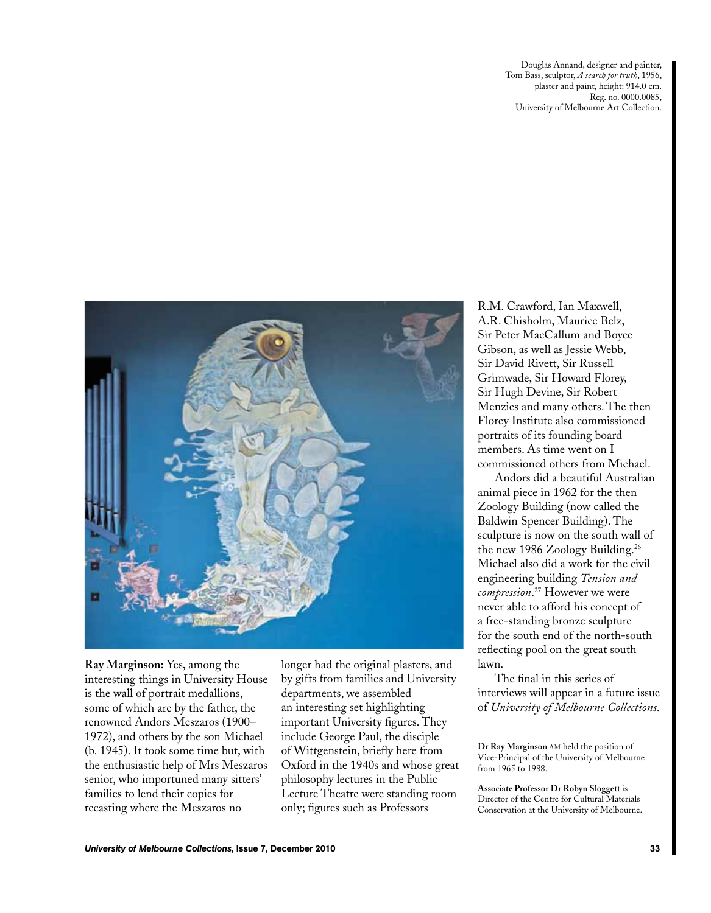Douglas Annand, designer and painter, Tom Bass, sculptor, *A search for truth*, 1956, plaster and paint, height: 914.0 cm. Reg. no. 0000.0085, University of Melbourne Art Collection.

**Ray Marginson:** Yes, among the interesting things in University House is the wall of portrait medallions, some of which are by the father, the renowned Andors Meszaros (1900–1972), and others by the son Michael (b. 1945). It took some time but, with the enthusiastic help of Mrs Meszaros senior, who importuned many sitters' families to lend their copies for recasting where the Meszaros no longer had the original plasters, and by gifts from families and University departments, we assembled an interesting set highlighting important University figures. They include George Paul, the disciple of Wittgenstein, briefly here from Oxford in the 1940s and whose great philosophy lectures in the Public Lecture Theatre were standing room only; figures such as Professors R.M. Crawford, Ian Maxwell, A.R. Chisholm, Maurice Belz, Sir Peter MacCallum and Boyce Gibson, as well as Jessie Webb, Sir David Rivett, Sir Russell Grimwade, Sir Howard Florey, Sir Hugh Devine, Sir Robert Menzies and many others. The then Florey Institute also commissioned portraits of its founding board members. As time went on I commissioned others from Michael.

Andors did a beautiful Australian animal piece in 1962 for the then Zoology Building (now called the Baldwin Spencer Building). The sculpture is now on the south wall of the new 1986 Zoology Building.[26] Michael also did a work for the civil engineering building *Tension and compression*.[27] However we were never able to afford his concept of a free-standing bronze sculpture for the south end of the north-south reflecting pool on the great south lawn.

The final in this series of interviews will appear in a future issue of *University of Melbourne Collections*.

**Dr Ray Marginson** AM held the position of Vice-Principal of the University of Melbourne from 1965 to 1988.

**Associate Professor Dr Robyn Sloggett** is Director of the Centre for Cultural Materials Conservation at the University of Melbourne.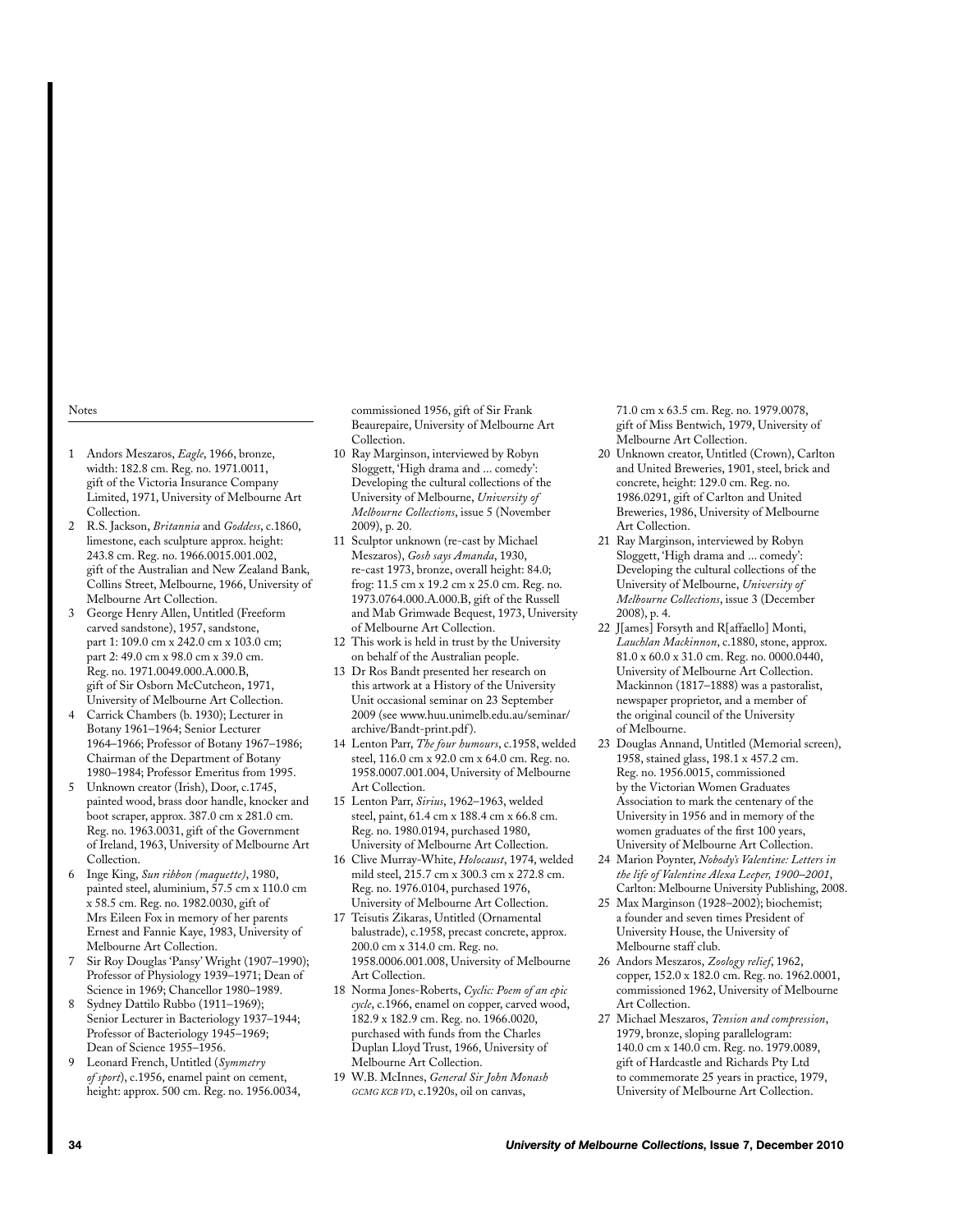## Notes

1. Andors Meszaros, *Eagle*, 1966, bronze, width: 182.8 cm. Reg. no. 1971.0011, gift of the Victoria Insurance Company Limited, 1971, University of Melbourne Art Collection.
2. R.S. Jackson, *Britannia* and *Goddess*, c.1860, limestone, each sculpture approx. height: 243.8 cm. Reg. no. 1966.0015.001.002, gift of the Australian and New Zealand Bank, Collins Street, Melbourne, 1966, University of Melbourne Art Collection.
3. George Henry Allen, Untitled (Freeform carved sandstone), 1957, sandstone, part 1: 109.0 cm x 242.0 cm x 103.0 cm; part 2: 49.0 cm x 98.0 cm x 39.0 cm. Reg. no. 1971.0049.000.A.000.B, gift of Sir Osborn McCutcheon, 1971, University of Melbourne Art Collection.
4. Carrick Chambers (b. 1930); Lecturer in Botany 1961–1964; Senior Lecturer 1964–1966; Professor of Botany 1967–1986; Chairman of the Department of Botany 1980–1984; Professor Emeritus from 1995.
5. Unknown creator (Irish), Door, c.1745, painted wood, brass door handle, knocker and boot scraper, approx. 387.0 cm x 281.0 cm. Reg. no. 1963.0031, gift of the Government of Ireland, 1963, University of Melbourne Art Collection.
6. Inge King, *Sun ribbon (maquette)*, 1980, painted steel, aluminium, 57.5 cm x 110.0 cm x 58.5 cm. Reg. no. 1982.0030, gift of Mrs Eileen Fox in memory of her parents Ernest and Fannie Kaye, 1983, University of Melbourne Art Collection.
7. Sir Roy Douglas 'Pansy' Wright (1907–1990); Professor of Physiology 1939–1971; Dean of Science in 1969; Chancellor 1980–1989.
8. Sydney Dattilo Rubbo (1911–1969); Senior Lecturer in Bacteriology 1937–1944; Professor of Bacteriology 1945–1969; Dean of Science 1955–1956.
9. Leonard French, Untitled (*Symmetry of sport*), c.1956, enamel paint on cement, height: approx. 500 cm. Reg. no. 1956.0034, commissioned 1956, gift of Sir Frank Beaurepaire, University of Melbourne Art Collection.
10. Ray Marginson, interviewed by Robyn Sloggett, 'High drama and ... comedy': Developing the cultural collections of the University of Melbourne, *University of Melbourne Collections*, issue 5 (November 2009), p. 20.
11. Sculptor unknown (re-cast by Michael Meszaros), *Gosh says Amanda*, 1930, re-cast 1973, bronze, overall height: 84.0; frog: 11.5 cm x 19.2 cm x 25.0 cm. Reg. no. 1973.0764.000.A.000.B, gift of the Russell and Mab Grimwade Bequest, 1973, University of Melbourne Art Collection.
12. This work is held in trust by the University on behalf of the Australian people.
13. Dr Ros Bandt presented her research on this artwork at a History of the University Unit occasional seminar on 23 September 2009 (see www.huu.unimelb.edu.au/seminar/archive/Bandt-print.pdf).
14. Lenton Parr, *The four humours*, c.1958, welded steel, 116.0 cm x 92.0 cm x 64.0 cm. Reg. no. 1958.0007.001.004, University of Melbourne Art Collection.
15. Lenton Parr, *Sirius*, 1962–1963, welded steel, paint, 61.4 cm x 188.4 cm x 66.8 cm. Reg. no. 1980.0194, purchased 1980, University of Melbourne Art Collection.
16. Clive Murray-White, *Holocaust*, 1974, welded mild steel, 215.7 cm x 300.3 cm x 272.8 cm. Reg. no. 1976.0104, purchased 1976, University of Melbourne Art Collection.
17. Teisutis Zikaras, Untitled (Ornamental balustrade), c.1958, precast concrete, approx. 200.0 cm x 314.0 cm. Reg. no. 1958.0006.001.008, University of Melbourne Art Collection.
18. Norma Jones-Roberts, *Cyclic: Poem of an epic cycle*, c.1966, enamel on copper, carved wood, 182.9 x 182.9 cm. Reg. no. 1966.0020, purchased with funds from the Charles Duplan Lloyd Trust, 1966, University of Melbourne Art Collection.
19. W.B. McInnes, *General Sir John Monash GCMG KCB VD*, c.1920s, oil on canvas, 71.0 cm x 63.5 cm. Reg. no. 1979.0078, gift of Miss Bentwich, 1979, University of Melbourne Art Collection.
20. Unknown creator, Untitled (Crown), Carlton and United Breweries, 1901, steel, brick and concrete, height: 129.0 cm. Reg. no. 1986.0291, gift of Carlton and United Breweries, 1986, University of Melbourne Art Collection.
21. Ray Marginson, interviewed by Robyn Sloggett, 'High drama and ... comedy': Developing the cultural collections of the University of Melbourne, *University of Melbourne Collections*, issue 3 (December 2008), p. 4.
22. J[ames] Forsyth and R[affaello] Monti, *Lauchlan Mackinnon*, c.1880, stone, approx. 81.0 x 60.0 x 31.0 cm. Reg. no. 0000.0440, University of Melbourne Art Collection. Mackinnon (1817–1888) was a pastoralist, newspaper proprietor, and a member of the original council of the University of Melbourne.
23. Douglas Annand, Untitled (Memorial screen), 1958, stained glass, 198.1 x 457.2 cm. Reg. no. 1956.0015, commissioned by the Victorian Women Graduates Association to mark the centenary of the University in 1956 and in memory of the women graduates of the first 100 years, University of Melbourne Art Collection.
24. Marion Poynter, *Nobody's Valentine: Letters in the life of Valentine Alexa Leeper, 1900–2001*, Carlton: Melbourne University Publishing, 2008.
25. Max Marginson (1928–2002); biochemist; a founder and seven times President of University House, the University of Melbourne staff club.
26. Andors Meszaros, *Zoology relief*, 1962, copper, 152.0 x 182.0 cm. Reg. no. 1962.0001, commissioned 1962, University of Melbourne Art Collection.
27. Michael Meszaros, *Tension and compression*, 1979, bronze, sloping parallelogram: 140.0 cm x 140.0 cm. Reg. no. 1979.0089, gift of Hardcastle and Richards Pty Ltd to commemorate 25 years in practice, 1979, University of Melbourne Art Collection.